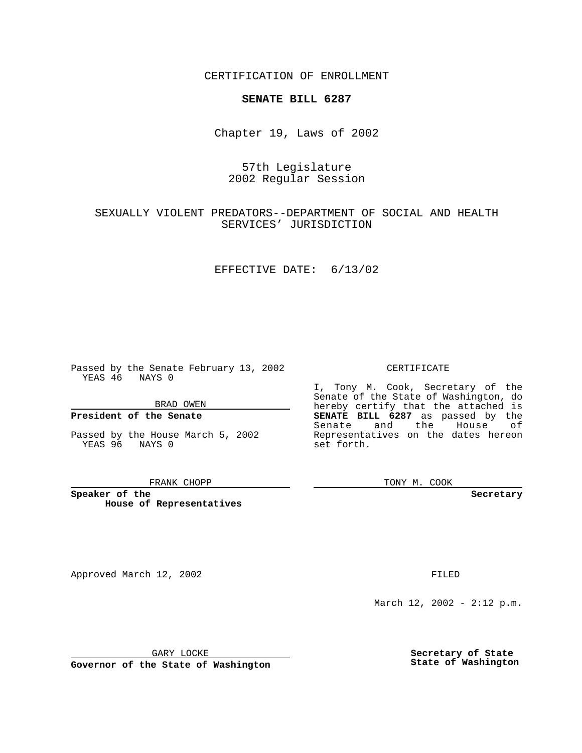CERTIFICATION OF ENROLLMENT

**SENATE BILL 6287**

Chapter 19, Laws of 2002

57th Legislature
2002 Regular Session

SEXUALLY VIOLENT PREDATORS--DEPARTMENT OF SOCIAL AND HEALTH SERVICES' JURISDICTION

EFFECTIVE DATE: 6/13/02

Passed by the Senate February 13, 2002
YEAS 46 NAYS 0

BRAD OWEN

**President of the Senate**

Passed by the House March 5, 2002
YEAS 96 NAYS 0

FRANK CHOPP

**Speaker of the House of Representatives**

CERTIFICATE

I, Tony M. Cook, Secretary of the Senate of the State of Washington, do hereby certify that the attached is **SENATE BILL 6287** as passed by the Senate and the House of Representatives on the dates hereon set forth.

TONY M. COOK

**Secretary**

Approved March 12, 2002

FILED

March 12, 2002 - 2:12 p.m.

GARY LOCKE

**Governor of the State of Washington**

**Secretary of State**
**State of Washington**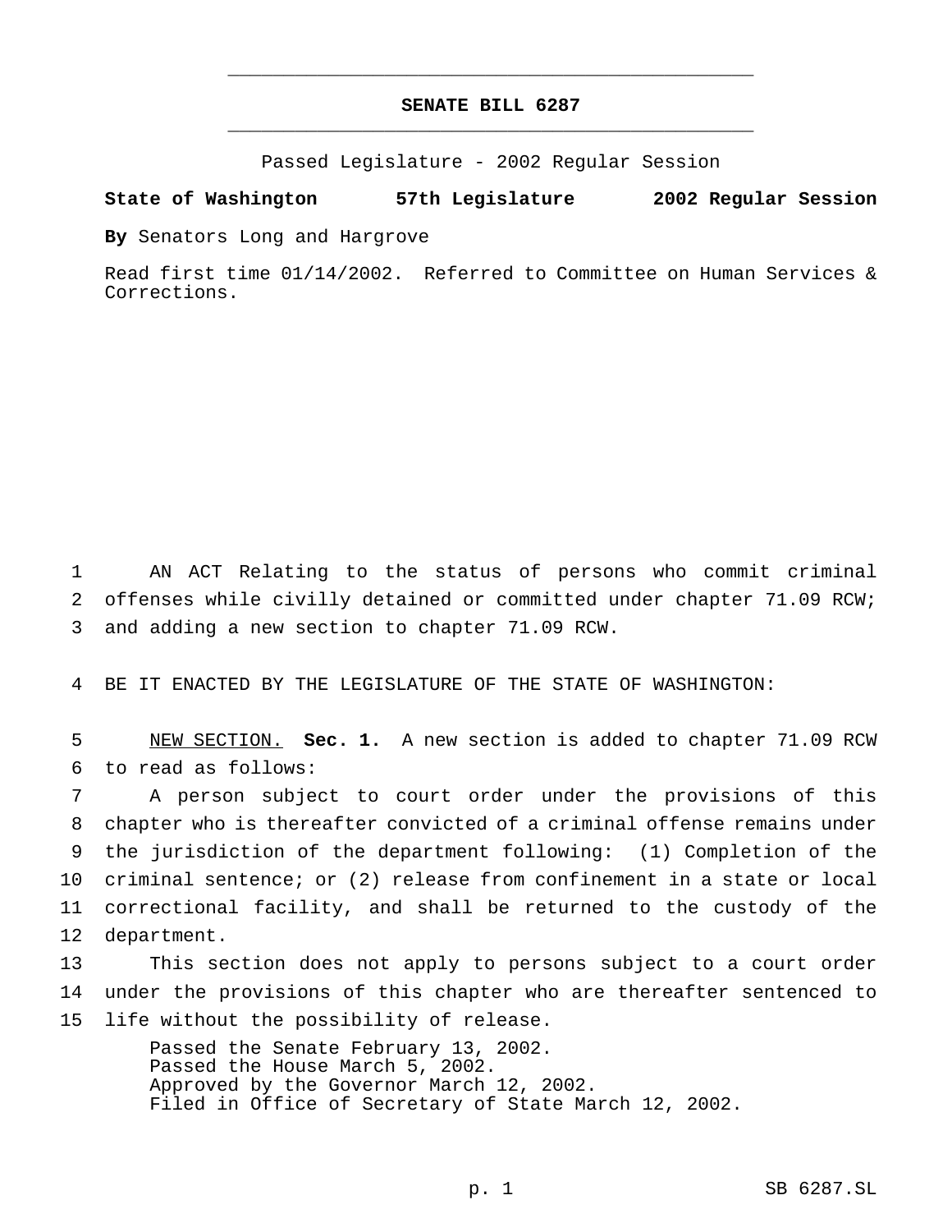# SENATE BILL 6287

Passed Legislature - 2002 Regular Session

**State of Washington 57th Legislature 2002 Regular Session**

**By** Senators Long and Hargrove

Read first time 01/14/2002. Referred to Committee on Human Services & Corrections.

AN ACT Relating to the status of persons who commit criminal offenses while civilly detained or committed under chapter 71.09 RCW; and adding a new section to chapter 71.09 RCW.

BE IT ENACTED BY THE LEGISLATURE OF THE STATE OF WASHINGTON:

NEW SECTION. **Sec. 1.** A new section is added to chapter 71.09 RCW to read as follows:

A person subject to court order under the provisions of this chapter who is thereafter convicted of a criminal offense remains under the jurisdiction of the department following: (1) Completion of the criminal sentence; or (2) release from confinement in a state or local correctional facility, and shall be returned to the custody of the department.

This section does not apply to persons subject to a court order under the provisions of this chapter who are thereafter sentenced to life without the possibility of release.

Passed the Senate February 13, 2002.
Passed the House March 5, 2002.
Approved by the Governor March 12, 2002.
Filed in Office of Secretary of State March 12, 2002.